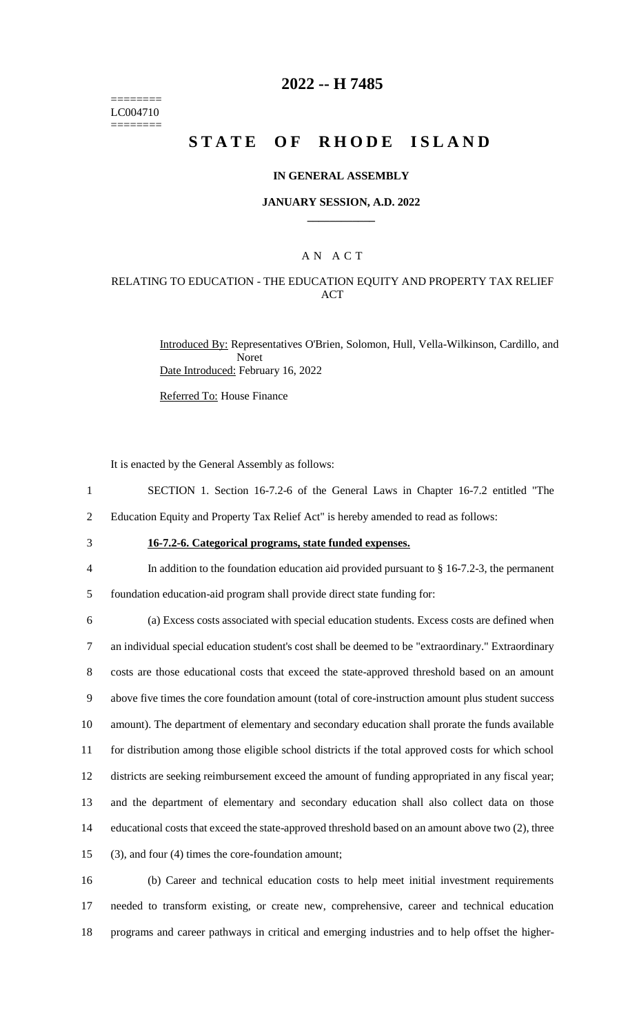========
LC004710
========

# 2022 -- H 7485

# STATE OF RHODE ISLAND

**IN GENERAL ASSEMBLY**

**JANUARY SESSION, A.D. 2022**

____________

A N A C T

RELATING TO EDUCATION - THE EDUCATION EQUITY AND PROPERTY TAX RELIEF ACT

Introduced By: Representatives O'Brien, Solomon, Hull, Vella-Wilkinson, Cardillo, and Noret

Date Introduced: February 16, 2022

Referred To: House Finance

It is enacted by the General Assembly as follows:

1 SECTION 1. Section 16-7.2-6 of the General Laws in Chapter 16-7.2 entitled "The
2 Education Equity and Property Tax Relief Act" is hereby amended to read as follows:

3 **16-7.2-6. Categorical programs, state funded expenses.**

4 In addition to the foundation education aid provided pursuant to § 16-7.2-3, the permanent
5 foundation education-aid program shall provide direct state funding for:

6 (a) Excess costs associated with special education students. Excess costs are defined when
7 an individual special education student's cost shall be deemed to be "extraordinary." Extraordinary
8 costs are those educational costs that exceed the state-approved threshold based on an amount
9 above five times the core foundation amount (total of core-instruction amount plus student success
10 amount). The department of elementary and secondary education shall prorate the funds available
11 for distribution among those eligible school districts if the total approved costs for which school
12 districts are seeking reimbursement exceed the amount of funding appropriated in any fiscal year;
13 and the department of elementary and secondary education shall also collect data on those
14 educational costs that exceed the state-approved threshold based on an amount above two (2), three
15 (3), and four (4) times the core-foundation amount;

16 (b) Career and technical education costs to help meet initial investment requirements
17 needed to transform existing, or create new, comprehensive, career and technical education
18 programs and career pathways in critical and emerging industries and to help offset the higher-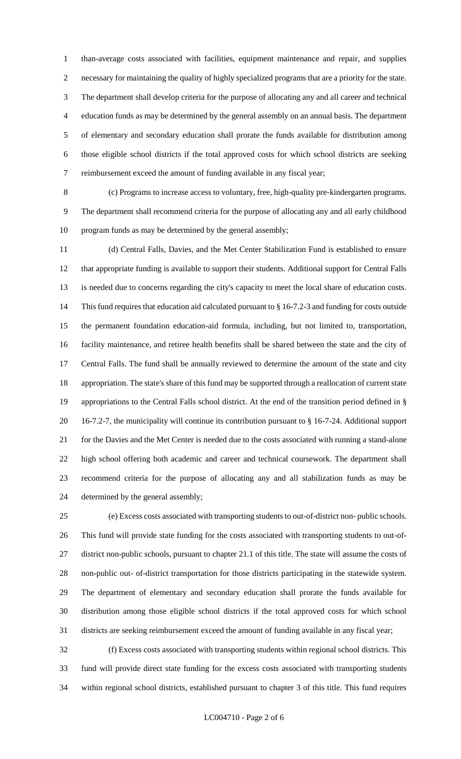than-average costs associated with facilities, equipment maintenance and repair, and supplies necessary for maintaining the quality of highly specialized programs that are a priority for the state. The department shall develop criteria for the purpose of allocating any and all career and technical education funds as may be determined by the general assembly on an annual basis. The department of elementary and secondary education shall prorate the funds available for distribution among those eligible school districts if the total approved costs for which school districts are seeking reimbursement exceed the amount of funding available in any fiscal year;

(c) Programs to increase access to voluntary, free, high-quality pre-kindergarten programs. The department shall recommend criteria for the purpose of allocating any and all early childhood program funds as may be determined by the general assembly;

(d) Central Falls, Davies, and the Met Center Stabilization Fund is established to ensure that appropriate funding is available to support their students. Additional support for Central Falls is needed due to concerns regarding the city's capacity to meet the local share of education costs. This fund requires that education aid calculated pursuant to § 16-7.2-3 and funding for costs outside the permanent foundation education-aid formula, including, but not limited to, transportation, facility maintenance, and retiree health benefits shall be shared between the state and the city of Central Falls. The fund shall be annually reviewed to determine the amount of the state and city appropriation. The state's share of this fund may be supported through a reallocation of current state appropriations to the Central Falls school district. At the end of the transition period defined in § 16-7.2-7, the municipality will continue its contribution pursuant to § 16-7-24. Additional support for the Davies and the Met Center is needed due to the costs associated with running a stand-alone high school offering both academic and career and technical coursework. The department shall recommend criteria for the purpose of allocating any and all stabilization funds as may be determined by the general assembly;

(e) Excess costs associated with transporting students to out-of-district non- public schools. This fund will provide state funding for the costs associated with transporting students to out-of-district non-public schools, pursuant to chapter 21.1 of this title. The state will assume the costs of non-public out- of-district transportation for those districts participating in the statewide system. The department of elementary and secondary education shall prorate the funds available for distribution among those eligible school districts if the total approved costs for which school districts are seeking reimbursement exceed the amount of funding available in any fiscal year;

(f) Excess costs associated with transporting students within regional school districts. This fund will provide direct state funding for the excess costs associated with transporting students within regional school districts, established pursuant to chapter 3 of this title. This fund requires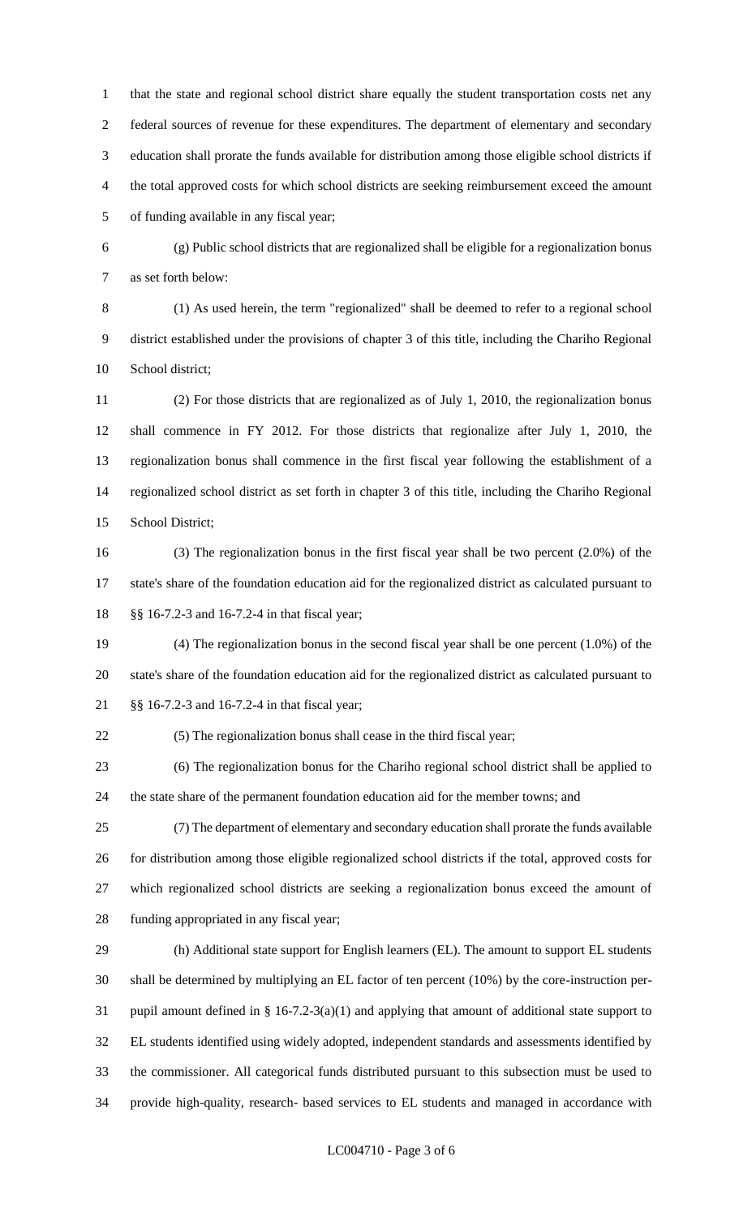that the state and regional school district share equally the student transportation costs net any federal sources of revenue for these expenditures. The department of elementary and secondary education shall prorate the funds available for distribution among those eligible school districts if the total approved costs for which school districts are seeking reimbursement exceed the amount of funding available in any fiscal year;

(g) Public school districts that are regionalized shall be eligible for a regionalization bonus as set forth below:

(1) As used herein, the term "regionalized" shall be deemed to refer to a regional school district established under the provisions of chapter 3 of this title, including the Chariho Regional School district;

(2) For those districts that are regionalized as of July 1, 2010, the regionalization bonus shall commence in FY 2012. For those districts that regionalize after July 1, 2010, the regionalization bonus shall commence in the first fiscal year following the establishment of a regionalized school district as set forth in chapter 3 of this title, including the Chariho Regional School District;

(3) The regionalization bonus in the first fiscal year shall be two percent (2.0%) of the state's share of the foundation education aid for the regionalized district as calculated pursuant to §§ 16-7.2-3 and 16-7.2-4 in that fiscal year;

(4) The regionalization bonus in the second fiscal year shall be one percent (1.0%) of the state's share of the foundation education aid for the regionalized district as calculated pursuant to §§ 16-7.2-3 and 16-7.2-4 in that fiscal year;

(5) The regionalization bonus shall cease in the third fiscal year;

(6) The regionalization bonus for the Chariho regional school district shall be applied to the state share of the permanent foundation education aid for the member towns; and

(7) The department of elementary and secondary education shall prorate the funds available for distribution among those eligible regionalized school districts if the total, approved costs for which regionalized school districts are seeking a regionalization bonus exceed the amount of funding appropriated in any fiscal year;

(h) Additional state support for English learners (EL). The amount to support EL students shall be determined by multiplying an EL factor of ten percent (10%) by the core-instruction per-pupil amount defined in § 16-7.2-3(a)(1) and applying that amount of additional state support to EL students identified using widely adopted, independent standards and assessments identified by the commissioner. All categorical funds distributed pursuant to this subsection must be used to provide high-quality, research- based services to EL students and managed in accordance with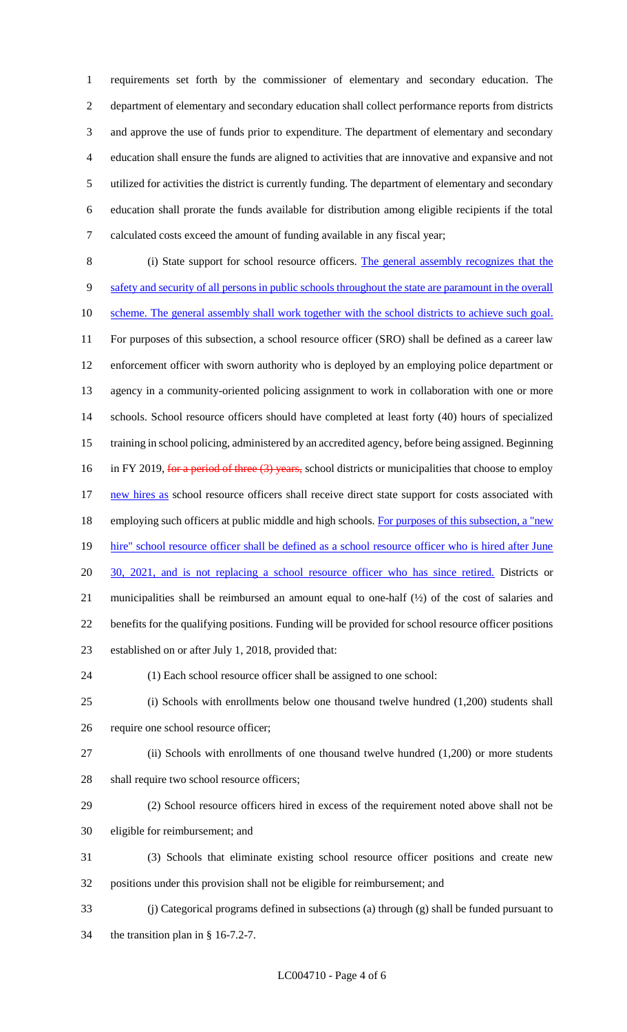requirements set forth by the commissioner of elementary and secondary education. The department of elementary and secondary education shall collect performance reports from districts and approve the use of funds prior to expenditure. The department of elementary and secondary education shall ensure the funds are aligned to activities that are innovative and expansive and not utilized for activities the district is currently funding. The department of elementary and secondary education shall prorate the funds available for distribution among eligible recipients if the total calculated costs exceed the amount of funding available in any fiscal year;

(i) State support for school resource officers. The general assembly recognizes that the safety and security of all persons in public schools throughout the state are paramount in the overall scheme. The general assembly shall work together with the school districts to achieve such goal. For purposes of this subsection, a school resource officer (SRO) shall be defined as a career law enforcement officer with sworn authority who is deployed by an employing police department or agency in a community-oriented policing assignment to work in collaboration with one or more schools. School resource officers should have completed at least forty (40) hours of specialized training in school policing, administered by an accredited agency, before being assigned. Beginning in FY 2019, ~~for a period of three (3) years,~~ school districts or municipalities that choose to employ new hires as school resource officers shall receive direct state support for costs associated with employing such officers at public middle and high schools. For purposes of this subsection, a "new hire" school resource officer shall be defined as a school resource officer who is hired after June 30, 2021, and is not replacing a school resource officer who has since retired. Districts or municipalities shall be reimbursed an amount equal to one-half (½) of the cost of salaries and benefits for the qualifying positions. Funding will be provided for school resource officer positions established on or after July 1, 2018, provided that:

(1) Each school resource officer shall be assigned to one school:

(i) Schools with enrollments below one thousand twelve hundred (1,200) students shall require one school resource officer;

(ii) Schools with enrollments of one thousand twelve hundred (1,200) or more students shall require two school resource officers;

(2) School resource officers hired in excess of the requirement noted above shall not be eligible for reimbursement; and

(3) Schools that eliminate existing school resource officer positions and create new positions under this provision shall not be eligible for reimbursement; and

(j) Categorical programs defined in subsections (a) through (g) shall be funded pursuant to the transition plan in § 16-7.2-7.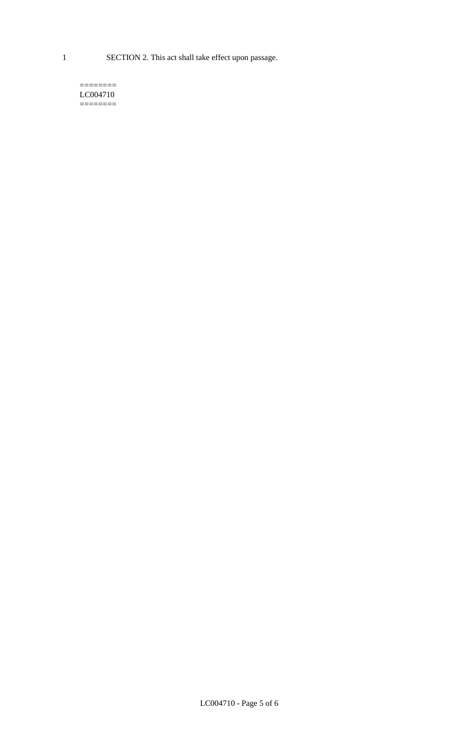1 SECTION 2. This act shall take effect upon passage.

========
LC004710
========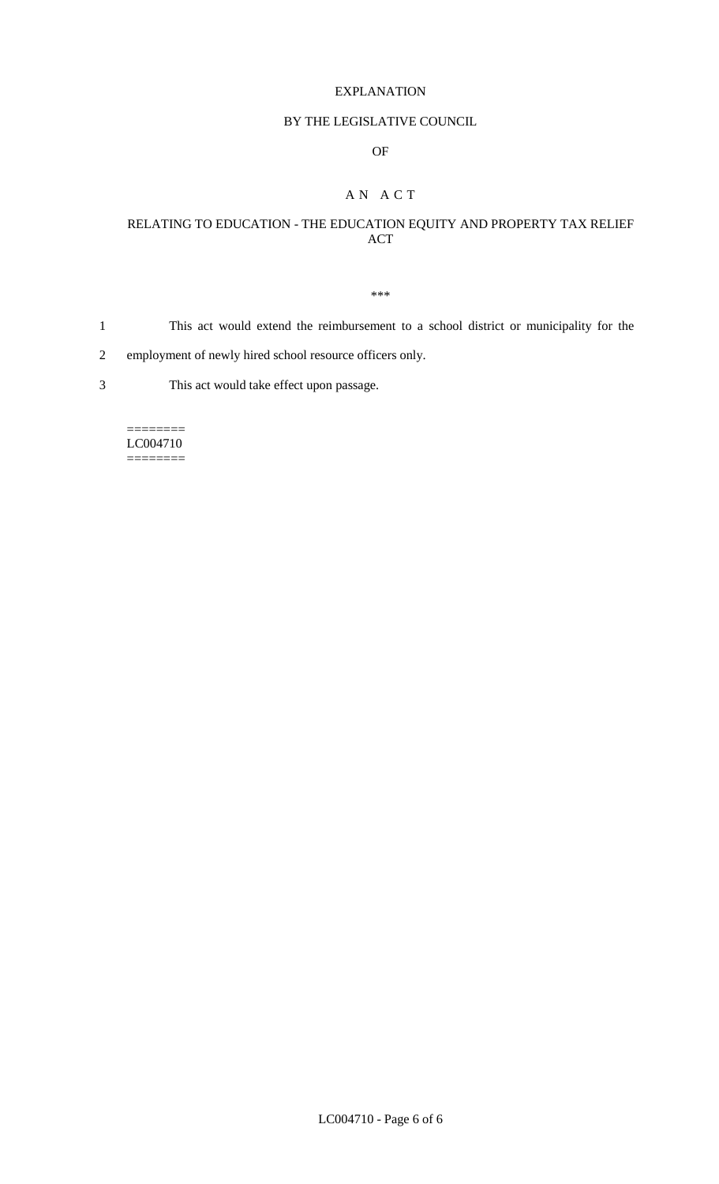EXPLANATION

BY THE LEGISLATIVE COUNCIL

OF

# A N A C T

## RELATING TO EDUCATION - THE EDUCATION EQUITY AND PROPERTY TAX RELIEF ACT

\*\*\*

1 This act would extend the reimbursement to a school district or municipality for the
2 employment of newly hired school resource officers only.
3 This act would take effect upon passage.

========
LC004710
========